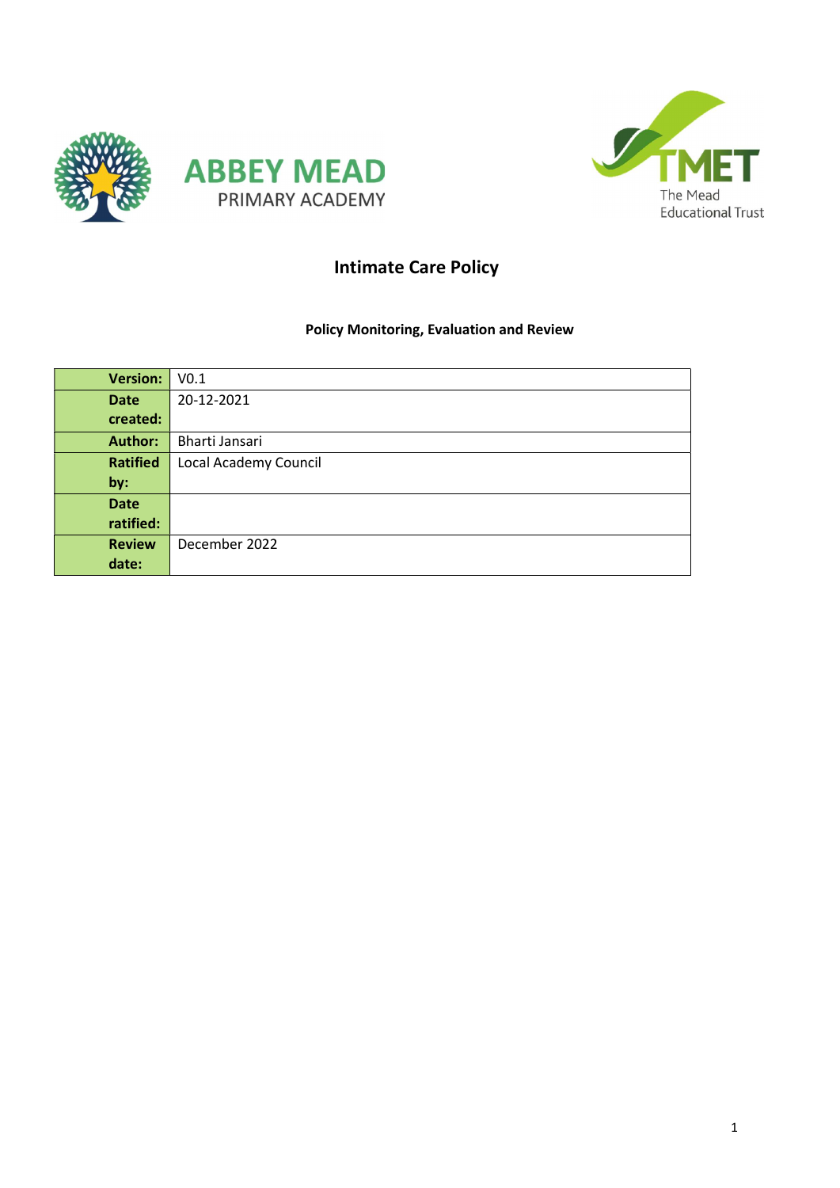ABBEY MEAD

PRIMARY ACADEMY

TMET

The Mead Educational Trust

# Intimate Care Policy

### Policy Monitoring, Evaluation and Review

| | |
|---|---|
| **Version:** | V0.1 |
| **Date created:** | 20-12-2021 |
| **Author:** | Bharti Jansari |
| **Ratified by:** | Local Academy Council |
| **Date ratified:** | |
| **Review date:** | December 2022 |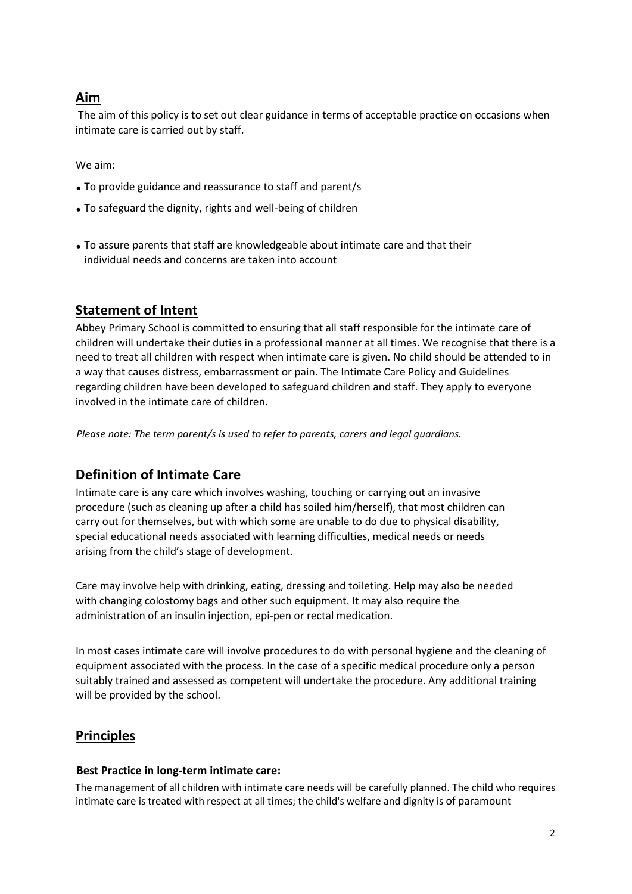## Aim

The aim of this policy is to set out clear guidance in terms of acceptable practice on occasions when intimate care is carried out by staff.

We aim:

- To provide guidance and reassurance to staff and parent/s
- To safeguard the dignity, rights and well-being of children
- To assure parents that staff are knowledgeable about intimate care and that their individual needs and concerns are taken into account

## Statement of Intent

Abbey Primary School is committed to ensuring that all staff responsible for the intimate care of children will undertake their duties in a professional manner at all times. We recognise that there is a need to treat all children with respect when intimate care is given. No child should be attended to in a way that causes distress, embarrassment or pain. The Intimate Care Policy and Guidelines regarding children have been developed to safeguard children and staff. They apply to everyone involved in the intimate care of children.

*Please note: The term parent/s is used to refer to parents, carers and legal guardians.*

## Definition of Intimate Care

Intimate care is any care which involves washing, touching or carrying out an invasive procedure (such as cleaning up after a child has soiled him/herself), that most children can carry out for themselves, but with which some are unable to do due to physical disability, special educational needs associated with learning difficulties, medical needs or needs arising from the child's stage of development.

Care may involve help with drinking, eating, dressing and toileting. Help may also be needed with changing colostomy bags and other such equipment. It may also require the administration of an insulin injection, epi-pen or rectal medication.

In most cases intimate care will involve procedures to do with personal hygiene and the cleaning of equipment associated with the process. In the case of a specific medical procedure only a person suitably trained and assessed as competent will undertake the procedure. Any additional training will be provided by the school.

## Principles

**Best Practice in long-term intimate care:**

The management of all children with intimate care needs will be carefully planned. The child who requires intimate care is treated with respect at all times; the child's welfare and dignity is of paramount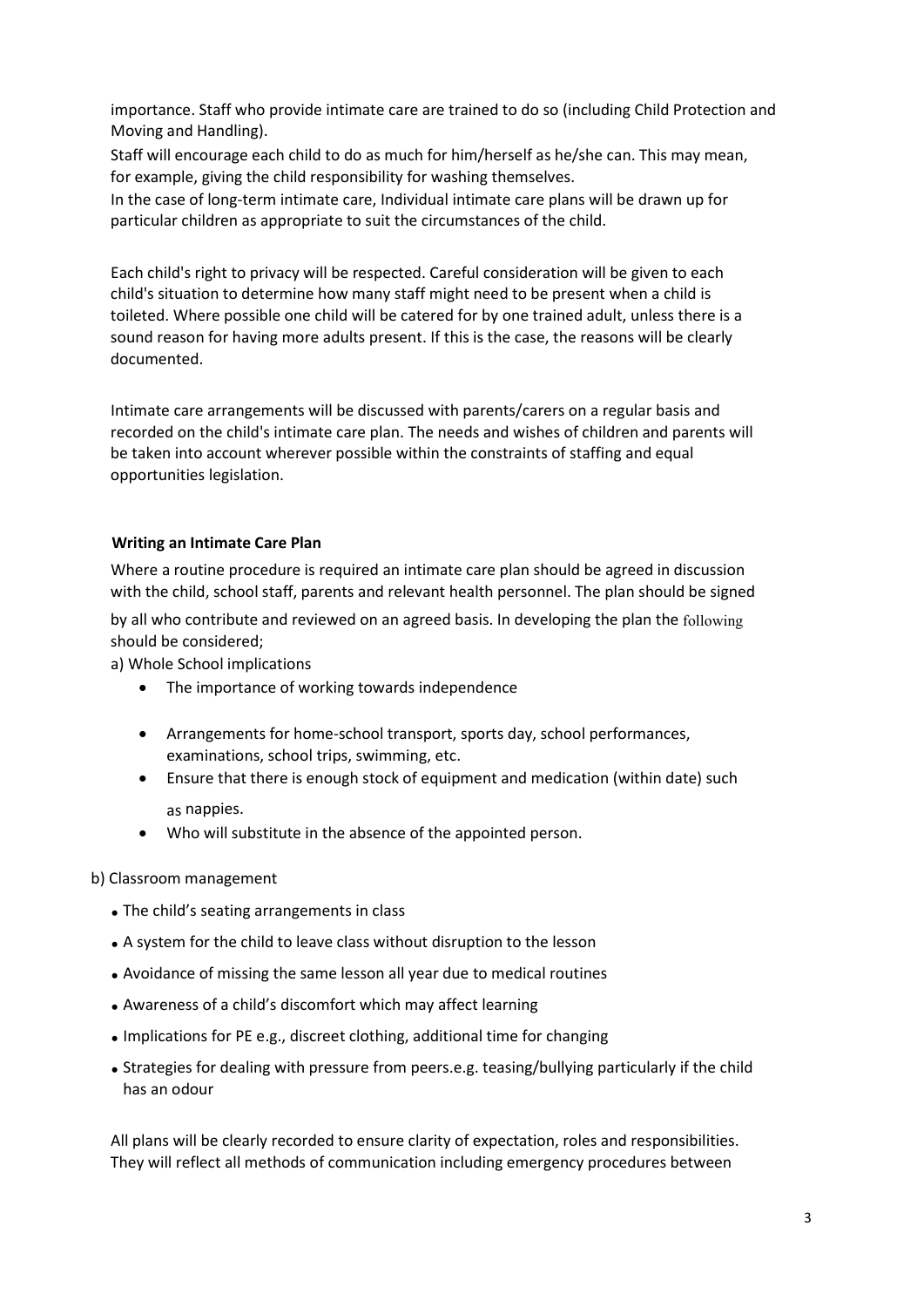importance. Staff who provide intimate care are trained to do so (including Child Protection and Moving and Handling).

Staff will encourage each child to do as much for him/herself as he/she can. This may mean, for example, giving the child responsibility for washing themselves.

In the case of long-term intimate care, Individual intimate care plans will be drawn up for particular children as appropriate to suit the circumstances of the child.

Each child's right to privacy will be respected. Careful consideration will be given to each child's situation to determine how many staff might need to be present when a child is toileted. Where possible one child will be catered for by one trained adult, unless there is a sound reason for having more adults present. If this is the case, the reasons will be clearly documented.

Intimate care arrangements will be discussed with parents/carers on a regular basis and recorded on the child's intimate care plan. The needs and wishes of children and parents will be taken into account wherever possible within the constraints of staffing and equal opportunities legislation.

**Writing an Intimate Care Plan**

Where a routine procedure is required an intimate care plan should be agreed in discussion with the child, school staff, parents and relevant health personnel. The plan should be signed by all who contribute and reviewed on an agreed basis. In developing the plan the following should be considered;

a) Whole School implications

- The importance of working towards independence
- Arrangements for home-school transport, sports day, school performances, examinations, school trips, swimming, etc.
- Ensure that there is enough stock of equipment and medication (within date) such as nappies.
- Who will substitute in the absence of the appointed person.

b) Classroom management

- The child's seating arrangements in class
- A system for the child to leave class without disruption to the lesson
- Avoidance of missing the same lesson all year due to medical routines
- Awareness of a child's discomfort which may affect learning
- Implications for PE e.g., discreet clothing, additional time for changing
- Strategies for dealing with pressure from peers.e.g. teasing/bullying particularly if the child has an odour

All plans will be clearly recorded to ensure clarity of expectation, roles and responsibilities. They will reflect all methods of communication including emergency procedures between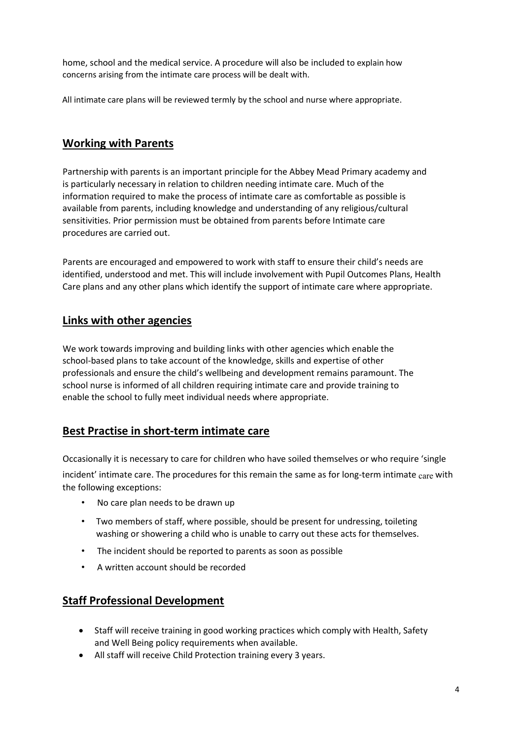home, school and the medical service. A procedure will also be included to explain how concerns arising from the intimate care process will be dealt with.

All intimate care plans will be reviewed termly by the school and nurse where appropriate.

## Working with Parents

Partnership with parents is an important principle for the Abbey Mead Primary academy and is particularly necessary in relation to children needing intimate care. Much of the information required to make the process of intimate care as comfortable as possible is available from parents, including knowledge and understanding of any religious/cultural sensitivities. Prior permission must be obtained from parents before Intimate care procedures are carried out.

Parents are encouraged and empowered to work with staff to ensure their child's needs are identified, understood and met. This will include involvement with Pupil Outcomes Plans, Health Care plans and any other plans which identify the support of intimate care where appropriate.

## Links with other agencies

We work towards improving and building links with other agencies which enable the school-based plans to take account of the knowledge, skills and expertise of other professionals and ensure the child's wellbeing and development remains paramount. The school nurse is informed of all children requiring intimate care and provide training to enable the school to fully meet individual needs where appropriate.

## Best Practise in short-term intimate care

Occasionally it is necessary to care for children who have soiled themselves or who require 'single incident' intimate care. The procedures for this remain the same as for long-term intimate care with the following exceptions:

- No care plan needs to be drawn up
- Two members of staff, where possible, should be present for undressing, toileting washing or showering a child who is unable to carry out these acts for themselves.
- The incident should be reported to parents as soon as possible
- A written account should be recorded

## Staff Professional Development

- Staff will receive training in good working practices which comply with Health, Safety and Well Being policy requirements when available.
- All staff will receive Child Protection training every 3 years.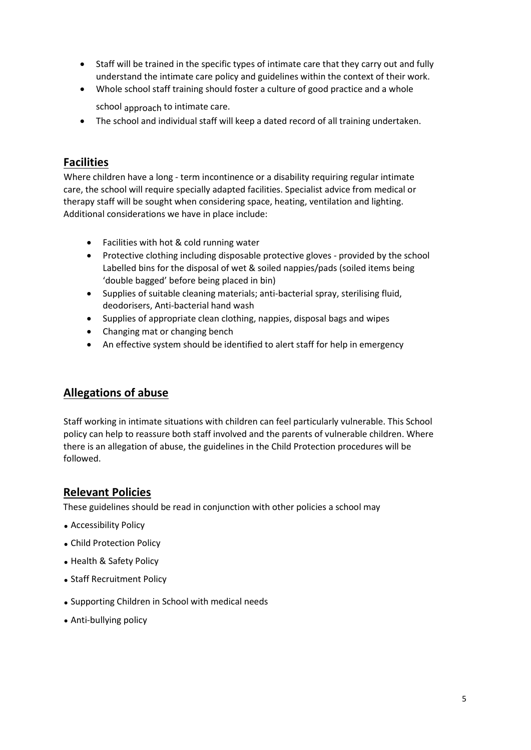- Staff will be trained in the specific types of intimate care that they carry out and fully understand the intimate care policy and guidelines within the context of their work.
- Whole school staff training should foster a culture of good practice and a whole school approach to intimate care.
- The school and individual staff will keep a dated record of all training undertaken.

## Facilities

Where children have a long - term incontinence or a disability requiring regular intimate care, the school will require specially adapted facilities. Specialist advice from medical or therapy staff will be sought when considering space, heating, ventilation and lighting. Additional considerations we have in place include:

- Facilities with hot & cold running water
- Protective clothing including disposable protective gloves - provided by the school Labelled bins for the disposal of wet & soiled nappies/pads (soiled items being 'double bagged' before being placed in bin)
- Supplies of suitable cleaning materials; anti-bacterial spray, sterilising fluid, deodorisers, Anti-bacterial hand wash
- Supplies of appropriate clean clothing, nappies, disposal bags and wipes
- Changing mat or changing bench
- An effective system should be identified to alert staff for help in emergency

## Allegations of abuse

Staff working in intimate situations with children can feel particularly vulnerable. This School policy can help to reassure both staff involved and the parents of vulnerable children. Where there is an allegation of abuse, the guidelines in the Child Protection procedures will be followed.

## Relevant Policies

These guidelines should be read in conjunction with other policies a school may

- Accessibility Policy
- Child Protection Policy
- Health & Safety Policy
- Staff Recruitment Policy
- Supporting Children in School with medical needs
- Anti-bullying policy